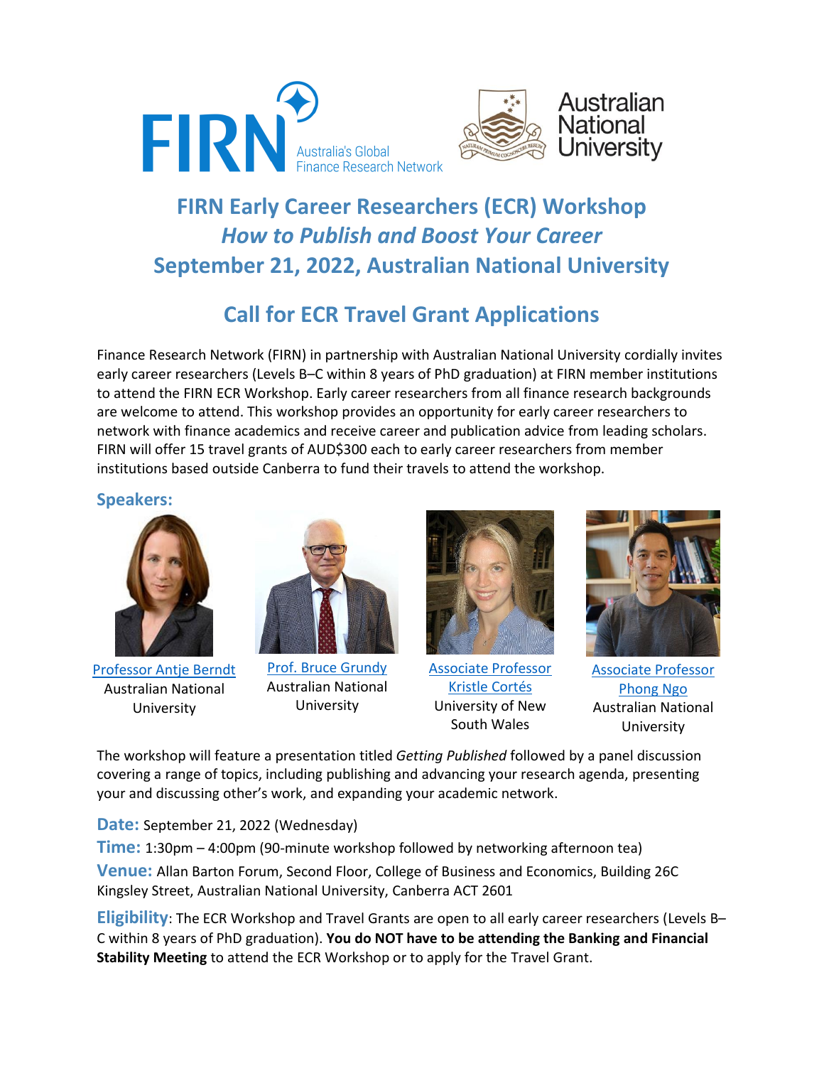FIRN Australia's Global Finance Research Network

Australian National University

# FIRN Early Career Researchers (ECR) Workshop

## *How to Publish and Boost Your Career*

## September 21, 2022, Australian National University

## Call for ECR Travel Grant Applications

Finance Research Network (FIRN) in partnership with Australian National University cordially invites early career researchers (Levels B–C within 8 years of PhD graduation) at FIRN member institutions to attend the FIRN ECR Workshop. Early career researchers from all finance research backgrounds are welcome to attend. This workshop provides an opportunity for early career researchers to network with finance academics and receive career and publication advice from leading scholars. FIRN will offer 15 travel grants of AUD$300 each to early career researchers from member institutions based outside Canberra to fund their travels to attend the workshop.

### Speakers:

- Professor Antje Berndt, Australian National University
- Prof. Bruce Grundy, Australian National University
- Associate Professor Kristle Cortés, University of New South Wales
- Associate Professor Phong Ngo, Australian National University

The workshop will feature a presentation titled *Getting Published* followed by a panel discussion covering a range of topics, including publishing and advancing your research agenda, presenting your and discussing other's work, and expanding your academic network.

**Date:** September 21, 2022 (Wednesday)

**Time:** 1:30pm – 4:00pm (90-minute workshop followed by networking afternoon tea)

**Venue:** Allan Barton Forum, Second Floor, College of Business and Economics, Building 26C Kingsley Street, Australian National University, Canberra ACT 2601

**Eligibility**: The ECR Workshop and Travel Grants are open to all early career researchers (Levels B–C within 8 years of PhD graduation). **You do NOT have to be attending the Banking and Financial Stability Meeting** to attend the ECR Workshop or to apply for the Travel Grant.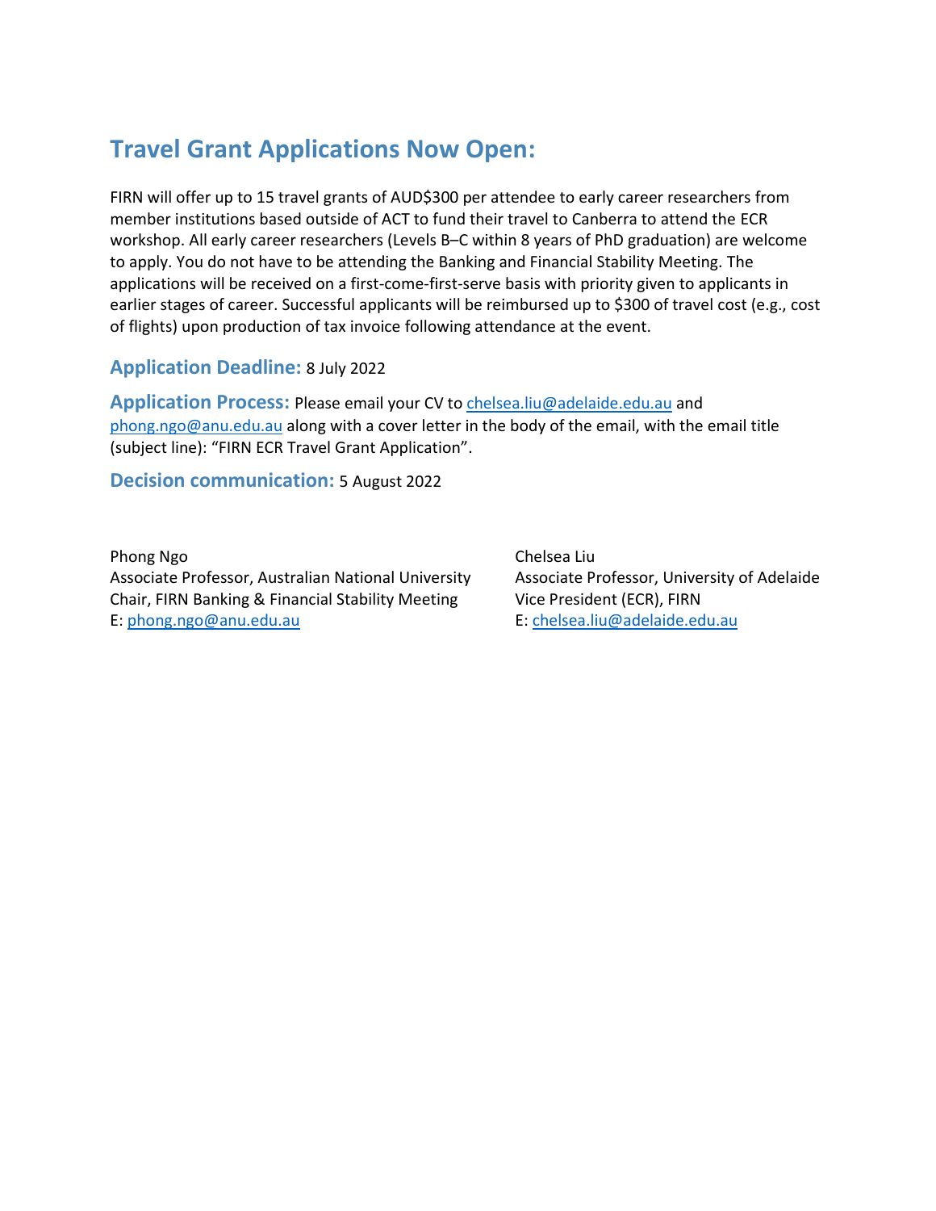## Travel Grant Applications Now Open:

FIRN will offer up to 15 travel grants of AUD$300 per attendee to early career researchers from member institutions based outside of ACT to fund their travel to Canberra to attend the ECR workshop. All early career researchers (Levels B–C within 8 years of PhD graduation) are welcome to apply. You do not have to be attending the Banking and Financial Stability Meeting. The applications will be received on a first-come-first-serve basis with priority given to applicants in earlier stages of career. Successful applicants will be reimbursed up to $300 of travel cost (e.g., cost of flights) upon production of tax invoice following attendance at the event.

### Application Deadline: 8 July 2022

**Application Process:** Please email your CV to chelsea.liu@adelaide.edu.au and phong.ngo@anu.edu.au along with a cover letter in the body of the email, with the email title (subject line): “FIRN ECR Travel Grant Application”.

**Decision communication:** 5 August 2022

Phong Ngo
Associate Professor, Australian National University
Chair, FIRN Banking & Financial Stability Meeting
E: phong.ngo@anu.edu.au

Chelsea Liu
Associate Professor, University of Adelaide
Vice President (ECR), FIRN
E: chelsea.liu@adelaide.edu.au